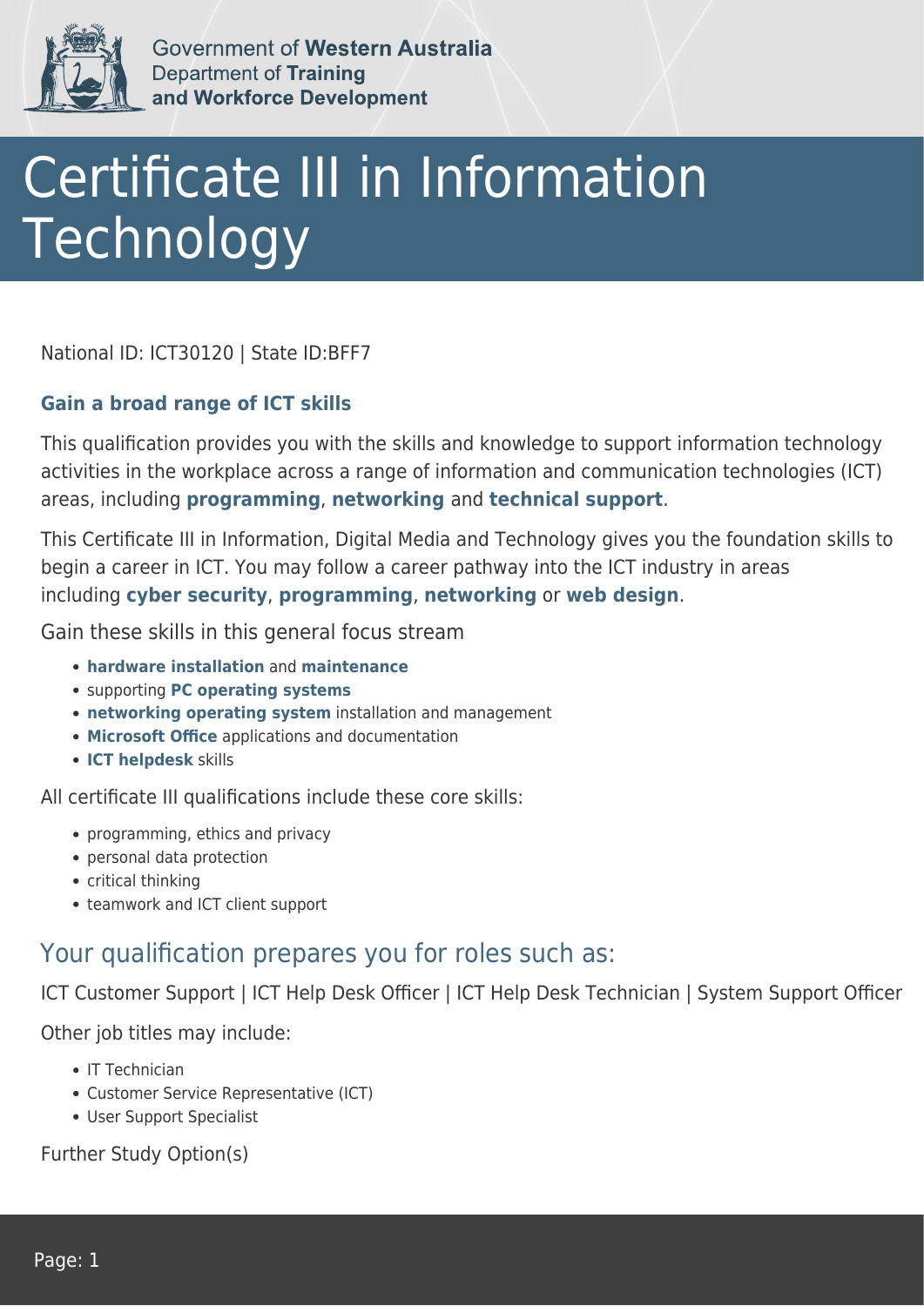Government of **Western Australia**
Department of **Training and Workforce Development**

# Certificate III in Information Technology

National ID: ICT30120 | State ID:BFF7

**Gain a broad range of ICT skills**

This qualification provides you with the skills and knowledge to support information technology activities in the workplace across a range of information and communication technologies (ICT) areas, including **programming**, **networking** and **technical support**.

This Certificate III in Information, Digital Media and Technology gives you the foundation skills to begin a career in ICT. You may follow a career pathway into the ICT industry in areas including **cyber security**, **programming**, **networking** or **web design**.

Gain these skills in this general focus stream

- **hardware installation** and **maintenance**
- supporting **PC operating systems**
- **networking operating system** installation and management
- **Microsoft Office** applications and documentation
- **ICT helpdesk** skills

All certificate III qualifications include these core skills:

- programming, ethics and privacy
- personal data protection
- critical thinking
- teamwork and ICT client support

## Your qualification prepares you for roles such as:

ICT Customer Support | ICT Help Desk Officer | ICT Help Desk Technician | System Support Officer

Other job titles may include:

- IT Technician
- Customer Service Representative (ICT)
- User Support Specialist

Further Study Option(s)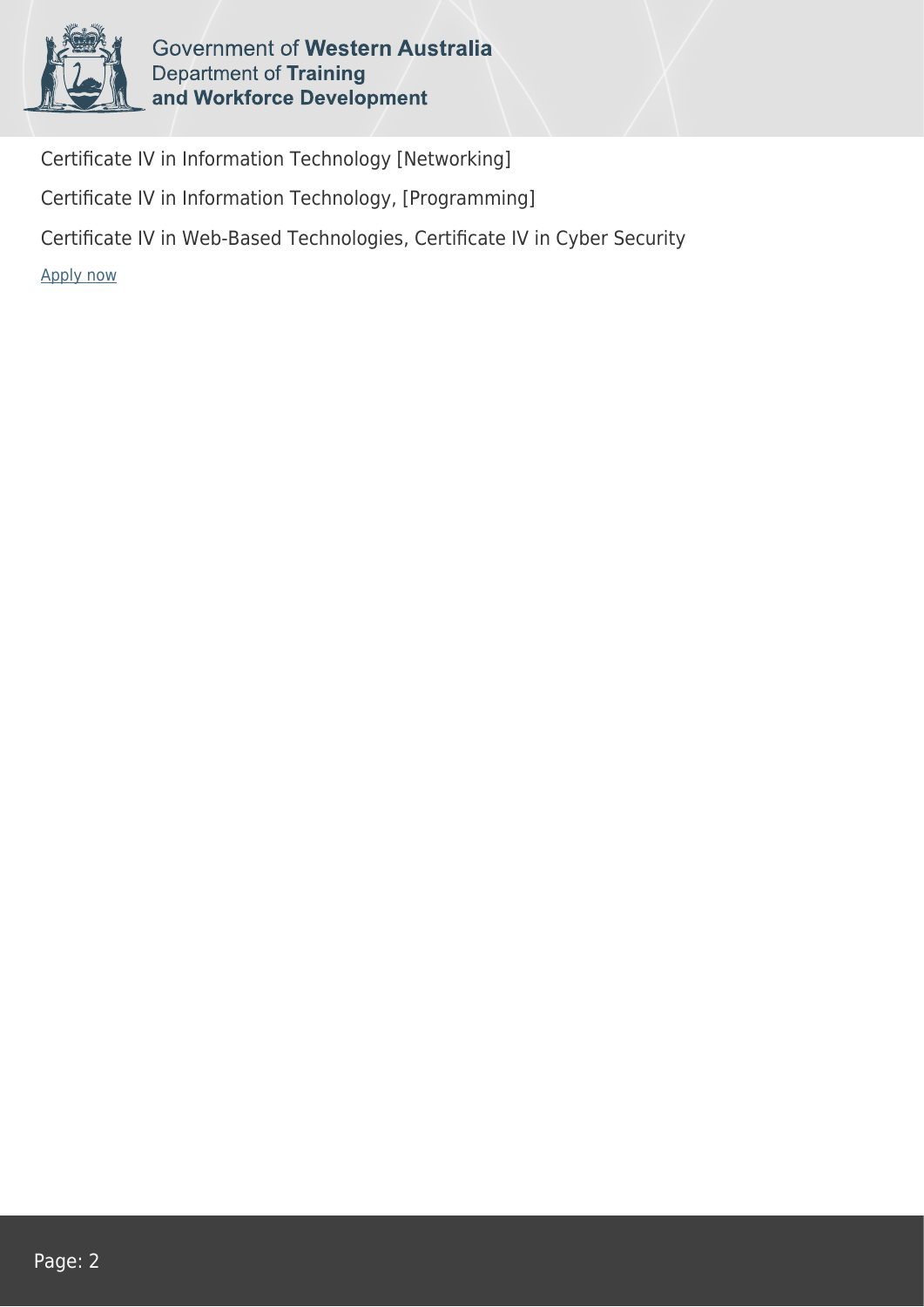Certificate IV in Information Technology [Networking]

Certificate IV in Information Technology, [Programming]

Certificate IV in Web-Based Technologies, Certificate IV in Cyber Security

Apply now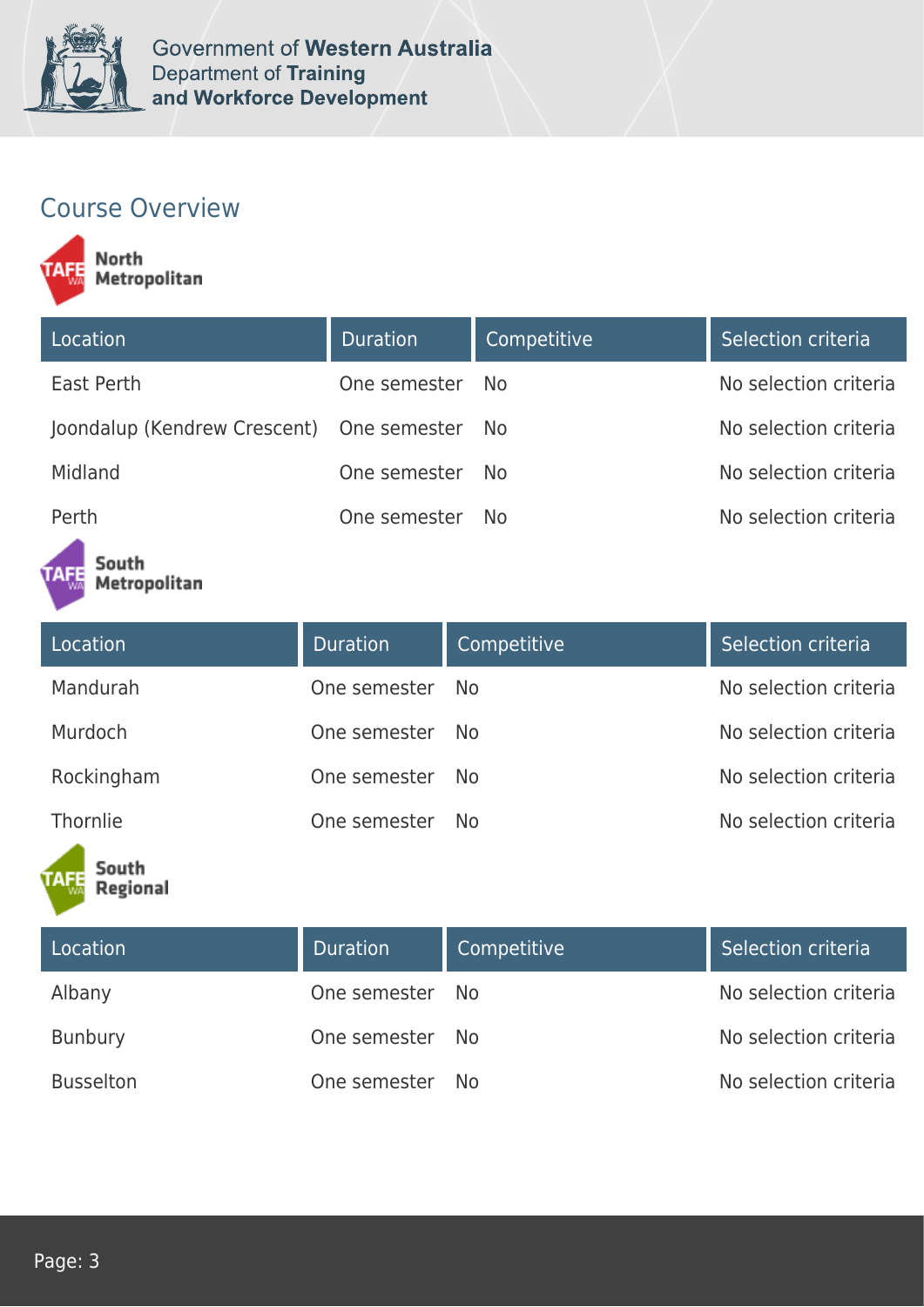## Course Overview

**North Metropolitan**

| Location | Duration | Competitive | Selection criteria |
| --- | --- | --- | --- |
| East Perth | One semester | No | No selection criteria |
| Joondalup (Kendrew Crescent) | One semester | No | No selection criteria |
| Midland | One semester | No | No selection criteria |
| Perth | One semester | No | No selection criteria |

**South Metropolitan**

| Location | Duration | Competitive | Selection criteria |
| --- | --- | --- | --- |
| Mandurah | One semester | No | No selection criteria |
| Murdoch | One semester | No | No selection criteria |
| Rockingham | One semester | No | No selection criteria |
| Thornlie | One semester | No | No selection criteria |

**South Regional**

| Location | Duration | Competitive | Selection criteria |
| --- | --- | --- | --- |
| Albany | One semester | No | No selection criteria |
| Bunbury | One semester | No | No selection criteria |
| Busselton | One semester | No | No selection criteria |